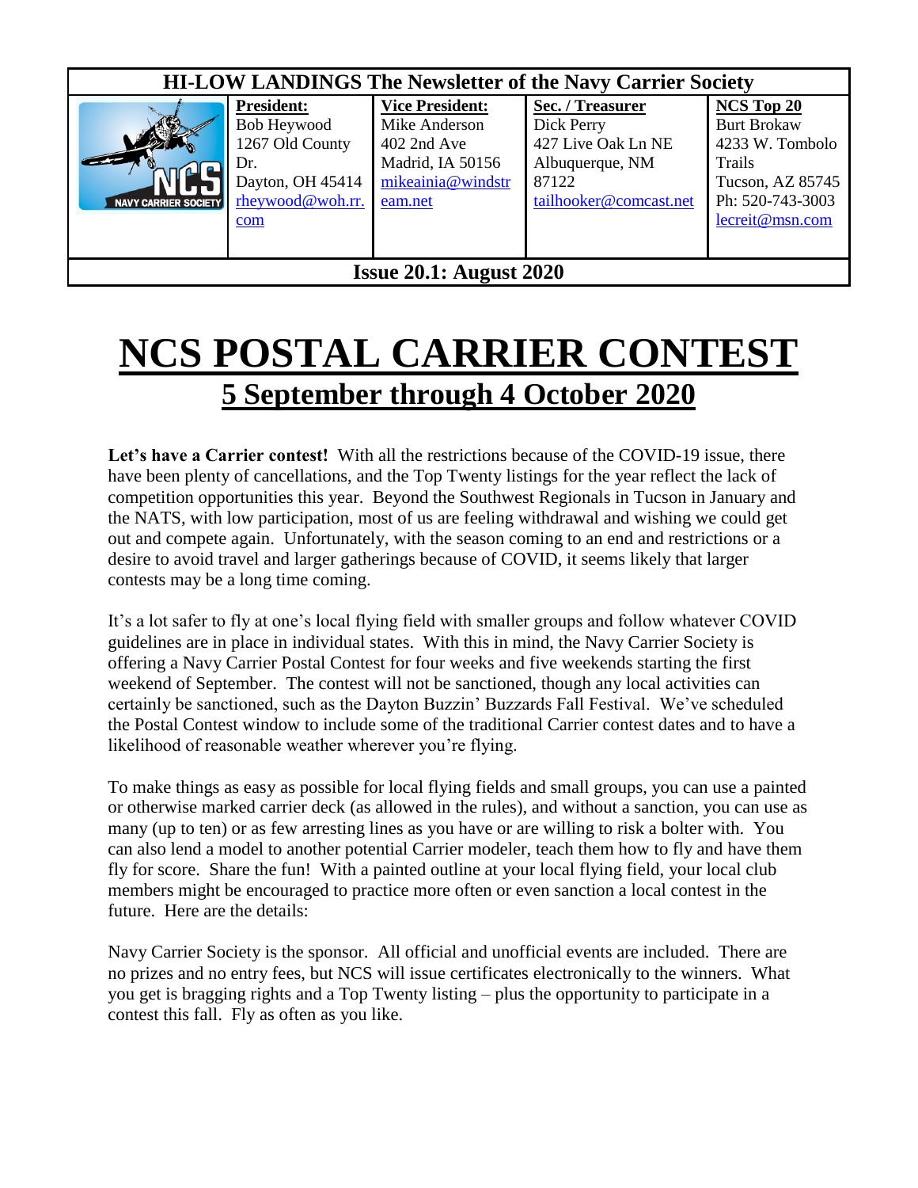| HI-LOW LANDINGS The Newsletter of the Navy Carrier Society | | | | |
|---|---|---|---|---|
| NAVY CARRIER SOCIETY | **President:** Bob Heywood 1267 Old County Dr. Dayton, OH 45414 rheywood@woh.rr.com | **Vice President:** Mike Anderson 402 2nd Ave Madrid, IA 50156 mikeainia@windstream.net | **Sec. / Treasurer** Dick Perry 427 Live Oak Ln NE Albuquerque, NM 87122 tailhooker@comcast.net | **NCS Top 20** Burt Brokaw 4233 W. Tombolo Trails Tucson, AZ 85745 Ph: 520-743-3003 lecreit@msn.com |
| **Issue 20.1: August 2020** | | | | |

# NCS POSTAL CARRIER CONTEST

## 5 September through 4 October 2020

**Let's have a Carrier contest!** With all the restrictions because of the COVID-19 issue, there have been plenty of cancellations, and the Top Twenty listings for the year reflect the lack of competition opportunities this year. Beyond the Southwest Regionals in Tucson in January and the NATS, with low participation, most of us are feeling withdrawal and wishing we could get out and compete again. Unfortunately, with the season coming to an end and restrictions or a desire to avoid travel and larger gatherings because of COVID, it seems likely that larger contests may be a long time coming.

It's a lot safer to fly at one's local flying field with smaller groups and follow whatever COVID guidelines are in place in individual states. With this in mind, the Navy Carrier Society is offering a Navy Carrier Postal Contest for four weeks and five weekends starting the first weekend of September. The contest will not be sanctioned, though any local activities can certainly be sanctioned, such as the Dayton Buzzin' Buzzards Fall Festival. We've scheduled the Postal Contest window to include some of the traditional Carrier contest dates and to have a likelihood of reasonable weather wherever you're flying.

To make things as easy as possible for local flying fields and small groups, you can use a painted or otherwise marked carrier deck (as allowed in the rules), and without a sanction, you can use as many (up to ten) or as few arresting lines as you have or are willing to risk a bolter with. You can also lend a model to another potential Carrier modeler, teach them how to fly and have them fly for score. Share the fun! With a painted outline at your local flying field, your local club members might be encouraged to practice more often or even sanction a local contest in the future. Here are the details:

Navy Carrier Society is the sponsor. All official and unofficial events are included. There are no prizes and no entry fees, but NCS will issue certificates electronically to the winners. What you get is bragging rights and a Top Twenty listing – plus the opportunity to participate in a contest this fall. Fly as often as you like.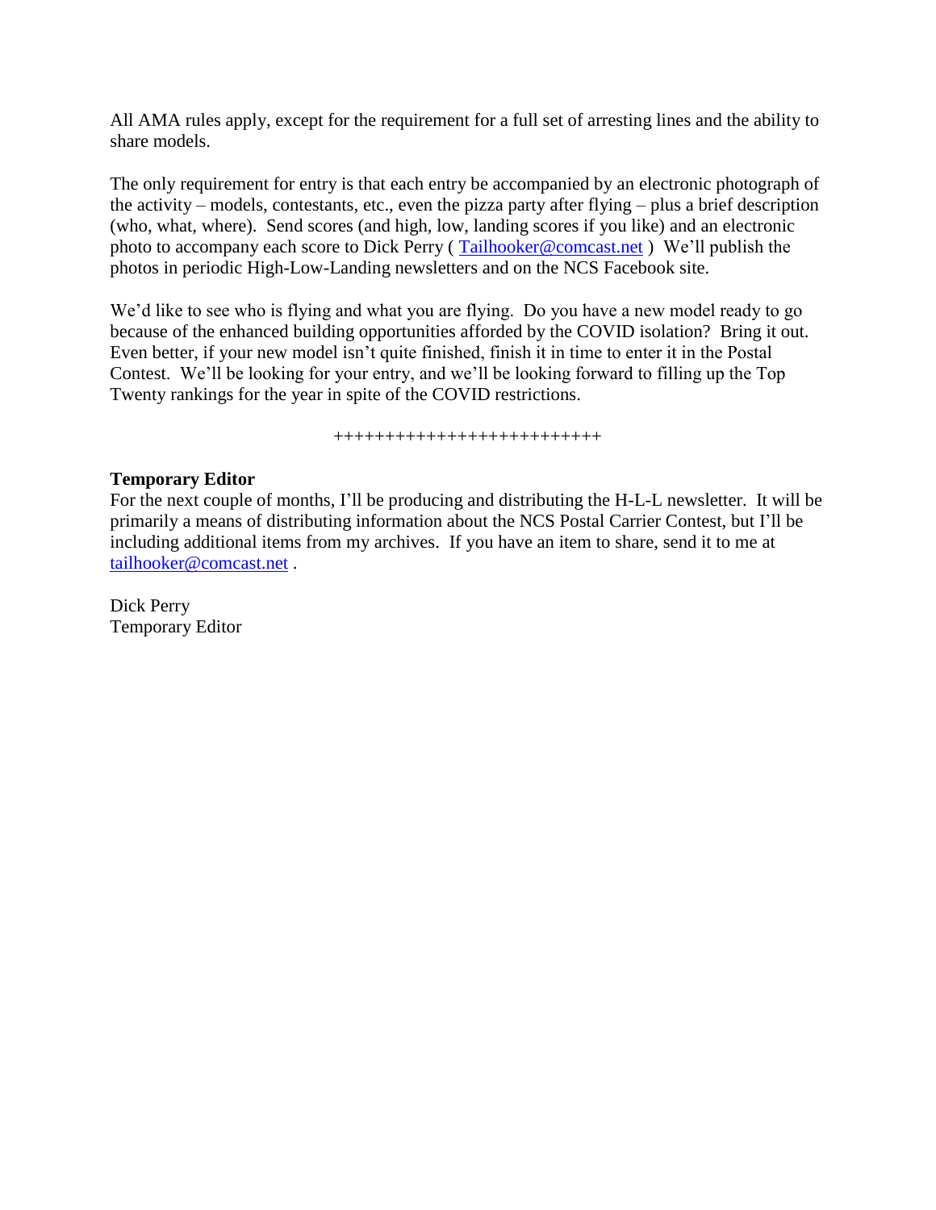All AMA rules apply, except for the requirement for a full set of arresting lines and the ability to share models.

The only requirement for entry is that each entry be accompanied by an electronic photograph of the activity – models, contestants, etc., even the pizza party after flying – plus a brief description (who, what, where). Send scores (and high, low, landing scores if you like) and an electronic photo to accompany each score to Dick Perry ( Tailhooker@comcast.net ) We'll publish the photos in periodic High-Low-Landing newsletters and on the NCS Facebook site.

We'd like to see who is flying and what you are flying. Do you have a new model ready to go because of the enhanced building opportunities afforded by the COVID isolation? Bring it out. Even better, if your new model isn't quite finished, finish it in time to enter it in the Postal Contest. We'll be looking for your entry, and we'll be looking forward to filling up the Top Twenty rankings for the year in spite of the COVID restrictions.

++++++++++++++++++++++++++

**Temporary Editor**

For the next couple of months, I'll be producing and distributing the H-L-L newsletter. It will be primarily a means of distributing information about the NCS Postal Carrier Contest, but I'll be including additional items from my archives. If you have an item to share, send it to me at tailhooker@comcast.net .

Dick Perry
Temporary Editor